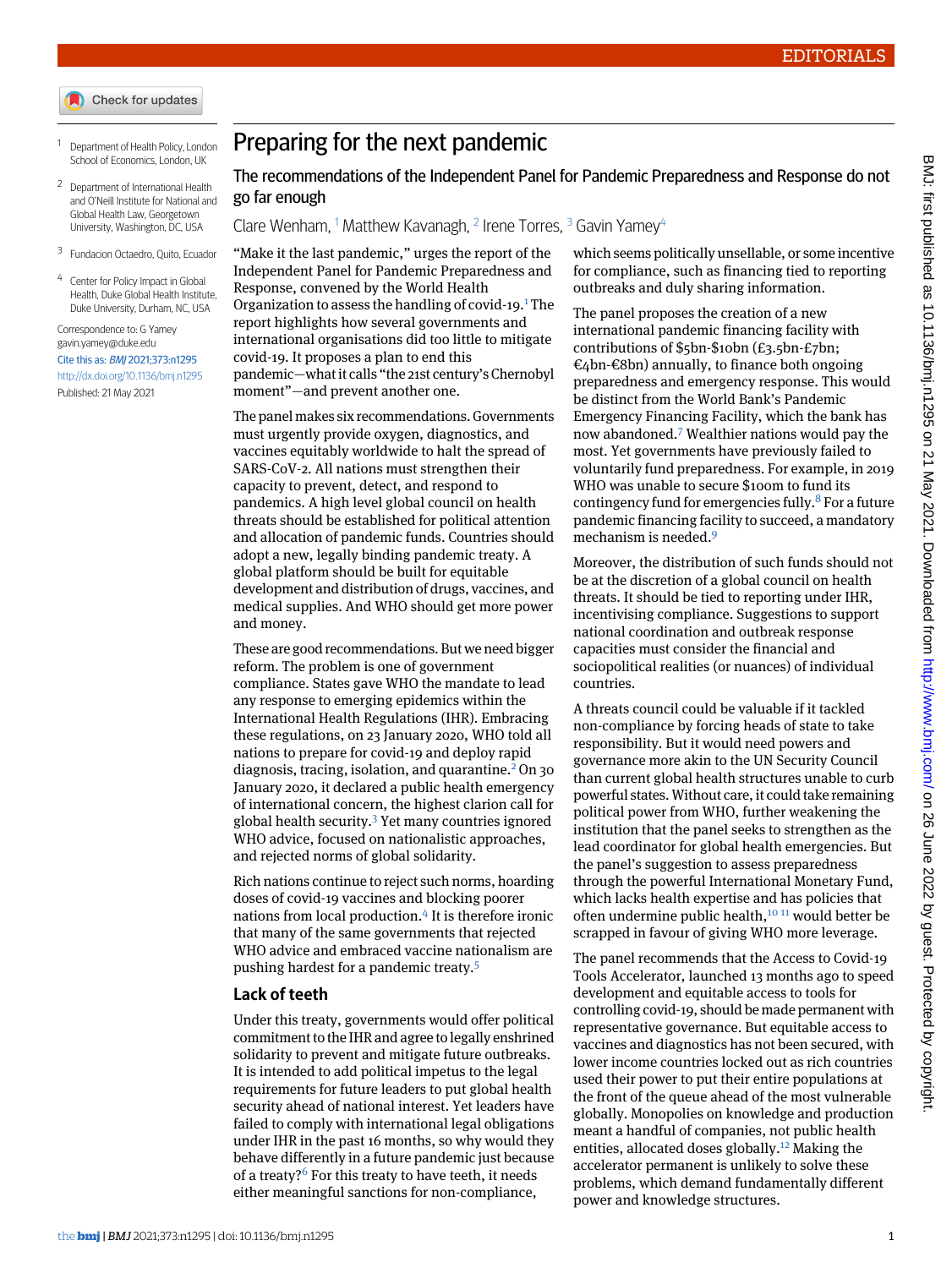# Preparing for the next pandemic

## The recommendations of the Independent Panel for Pandemic Preparedness and Response do not go far enough

Clare Wenham,[1] Matthew Kavanagh,[2] Irene Torres,[3] Gavin Yamey[4]

1 Department of Health Policy, London School of Economics, London, UK

2 Department of International Health and O'Neill Institute for National and Global Health Law, Georgetown University, Washington, DC, USA

3 Fundacion Octaedro, Quito, Ecuador

4 Center for Policy Impact in Global Health, Duke Global Health Institute, Duke University, Durham, NC, USA

Correspondence to: G Yamey gavin.yamey@duke.edu

Cite this as: *BMJ* 2021;373:n1295

http://dx.doi.org/10.1136/bmj.n1295

Published: 21 May 2021

"Make it the last pandemic," urges the report of the Independent Panel for Pandemic Preparedness and Response, convened by the World Health Organization to assess the handling of covid-19.[1] The report highlights how several governments and international organisations did too little to mitigate covid-19. It proposes a plan to end this pandemic—what it calls "the 21st century's Chernobyl moment"—and prevent another one.

The panel makes six recommendations. Governments must urgently provide oxygen, diagnostics, and vaccines equitably worldwide to halt the spread of SARS-CoV-2. All nations must strengthen their capacity to prevent, detect, and respond to pandemics. A high level global council on health threats should be established for political attention and allocation of pandemic funds. Countries should adopt a new, legally binding pandemic treaty. A global platform should be built for equitable development and distribution of drugs, vaccines, and medical supplies. And WHO should get more power and money.

These are good recommendations. But we need bigger reform. The problem is one of government compliance. States gave WHO the mandate to lead any response to emerging epidemics within the International Health Regulations (IHR). Embracing these regulations, on 23 January 2020, WHO told all nations to prepare for covid-19 and deploy rapid diagnosis, tracing, isolation, and quarantine.[2] On 30 January 2020, it declared a public health emergency of international concern, the highest clarion call for global health security.[3] Yet many countries ignored WHO advice, focused on nationalistic approaches, and rejected norms of global solidarity.

Rich nations continue to reject such norms, hoarding doses of covid-19 vaccines and blocking poorer nations from local production.[4] It is therefore ironic that many of the same governments that rejected WHO advice and embraced vaccine nationalism are pushing hardest for a pandemic treaty.[5]

### Lack of teeth

Under this treaty, governments would offer political commitment to the IHR and agree to legally enshrined solidarity to prevent and mitigate future outbreaks. It is intended to add political impetus to the legal requirements for future leaders to put global health security ahead of national interest. Yet leaders have failed to comply with international legal obligations under IHR in the past 16 months, so why would they behave differently in a future pandemic just because of a treaty?[6] For this treaty to have teeth, it needs either meaningful sanctions for non-compliance, which seems politically unsellable, or some incentive for compliance, such as financing tied to reporting outbreaks and duly sharing information.

The panel proposes the creation of a new international pandemic financing facility with contributions of $5bn-$10bn (£3.5bn-£7bn; €4bn-€8bn) annually, to finance both ongoing preparedness and emergency response. This would be distinct from the World Bank's Pandemic Emergency Financing Facility, which the bank has now abandoned.[7] Wealthier nations would pay the most. Yet governments have previously failed to voluntarily fund preparedness. For example, in 2019 WHO was unable to secure $100m to fund its contingency fund for emergencies fully.[8] For a future pandemic financing facility to succeed, a mandatory mechanism is needed.[9]

Moreover, the distribution of such funds should not be at the discretion of a global council on health threats. It should be tied to reporting under IHR, incentivising compliance. Suggestions to support national coordination and outbreak response capacities must consider the financial and sociopolitical realities (or nuances) of individual countries.

A threats council could be valuable if it tackled non-compliance by forcing heads of state to take responsibility. But it would need powers and governance more akin to the UN Security Council than current global health structures unable to curb powerful states. Without care, it could take remaining political power from WHO, further weakening the institution that the panel seeks to strengthen as the lead coordinator for global health emergencies. But the panel's suggestion to assess preparedness through the powerful International Monetary Fund, which lacks health expertise and has policies that often undermine public health,[10,11] would better be scrapped in favour of giving WHO more leverage.

The panel recommends that the Access to Covid-19 Tools Accelerator, launched 13 months ago to speed development and equitable access to tools for controlling covid-19, should be made permanent with representative governance. But equitable access to vaccines and diagnostics has not been secured, with lower income countries locked out as rich countries used their power to put their entire populations at the front of the queue ahead of the most vulnerable globally. Monopolies on knowledge and production meant a handful of companies, not public health entities, allocated doses globally.[12] Making the accelerator permanent is unlikely to solve these problems, which demand fundamentally different power and knowledge structures.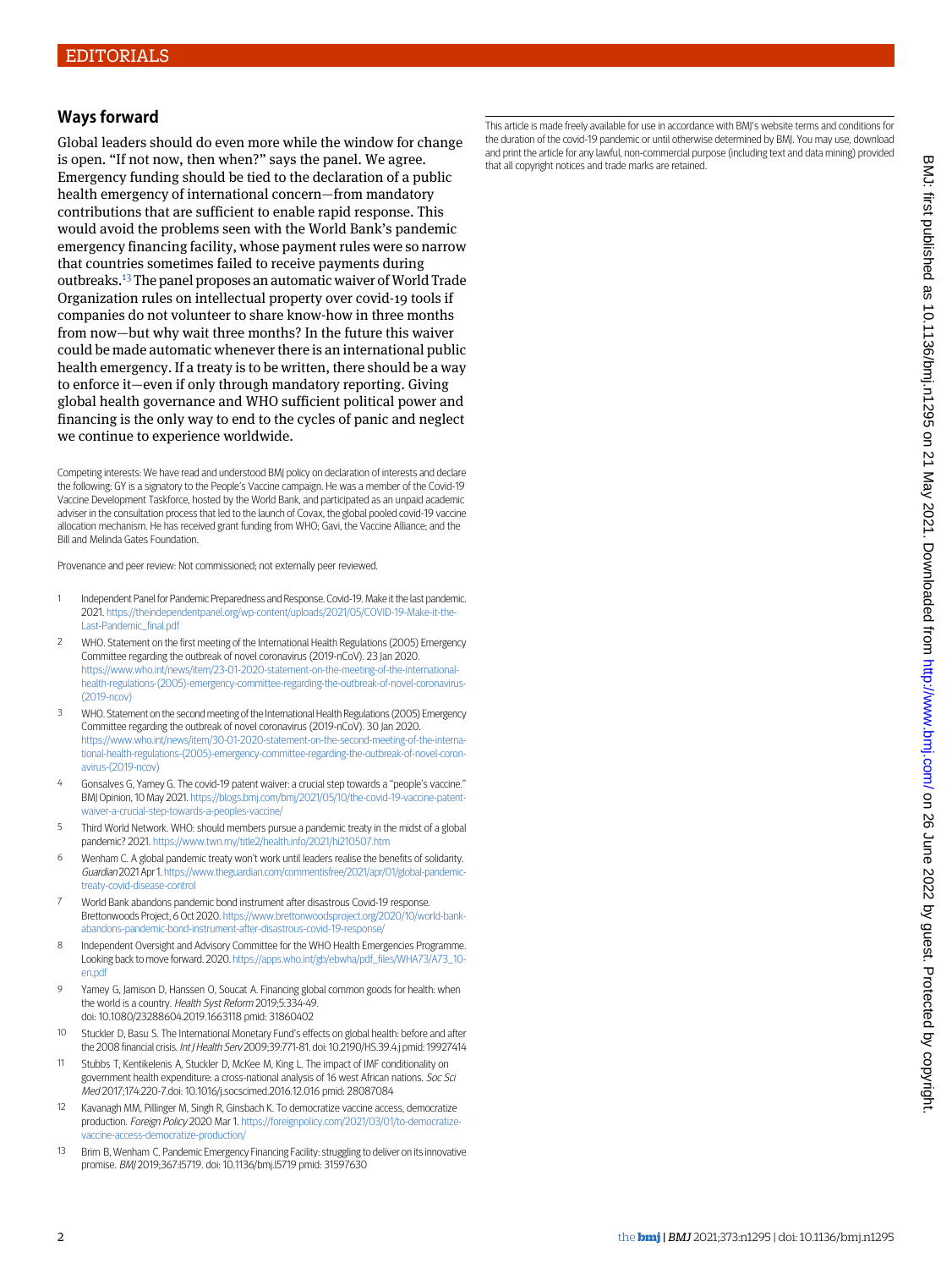## Ways forward

Global leaders should do even more while the window for change is open. "If not now, then when?" says the panel. We agree. Emergency funding should be tied to the declaration of a public health emergency of international concern—from mandatory contributions that are sufficient to enable rapid response. This would avoid the problems seen with the World Bank's pandemic emergency financing facility, whose payment rules were so narrow that countries sometimes failed to receive payments during outbreaks.[13] The panel proposes an automatic waiver of World Trade Organization rules on intellectual property over covid-19 tools if companies do not volunteer to share know-how in three months from now—but why wait three months? In the future this waiver could be made automatic whenever there is an international public health emergency. If a treaty is to be written, there should be a way to enforce it—even if only through mandatory reporting. Giving global health governance and WHO sufficient political power and financing is the only way to end to the cycles of panic and neglect we continue to experience worldwide.

Competing interests: We have read and understood BMJ policy on declaration of interests and declare the following: GY is a signatory to the People's Vaccine campaign. He was a member of the Covid-19 Vaccine Development Taskforce, hosted by the World Bank, and participated as an unpaid academic adviser in the consultation process that led to the launch of Covax, the global pooled covid-19 vaccine allocation mechanism. He has received grant funding from WHO; Gavi, the Vaccine Alliance; and the Bill and Melinda Gates Foundation.

Provenance and peer review: Not commissioned; not externally peer reviewed.

1. Independent Panel for Pandemic Preparedness and Response. Covid-19. Make it the last pandemic. 2021. https://theindependentpanel.org/wp-content/uploads/2021/05/COVID-19-Make-it-the-Last-Pandemic_final.pdf
2. WHO. Statement on the first meeting of the International Health Regulations (2005) Emergency Committee regarding the outbreak of novel coronavirus (2019-nCoV). 23 Jan 2020. https://www.who.int/news/item/23-01-2020-statement-on-the-meeting-of-the-international-health-regulations-(2005)-emergency-committee-regarding-the-outbreak-of-novel-coronavirus-(2019-ncov)
3. WHO. Statement on the second meeting of the International Health Regulations (2005) Emergency Committee regarding the outbreak of novel coronavirus (2019-nCoV). 30 Jan 2020. https://www.who.int/news/item/30-01-2020-statement-on-the-second-meeting-of-the-international-health-regulations-(2005)-emergency-committee-regarding-the-outbreak-of-novel-coronavirus-(2019-ncov)
4. Gonsalves G, Yamey G. The covid-19 patent waiver: a crucial step towards a "people's vaccine." BMJ Opinion, 10 May 2021. https://blogs.bmj.com/bmj/2021/05/10/the-covid-19-vaccine-patent-waiver-a-crucial-step-towards-a-peoples-vaccine/
5. Third World Network. WHO: should members pursue a pandemic treaty in the midst of a global pandemic? 2021. https://www.twn.my/title2/health.info/2021/hi210507.htm
6. Wenham C. A global pandemic treaty won't work until leaders realise the benefits of solidarity. *Guardian* 2021 Apr 1. https://www.theguardian.com/commentisfree/2021/apr/01/global-pandemic-treaty-covid-disease-control
7. World Bank abandons pandemic bond instrument after disastrous Covid-19 response. Brettonwoods Project, 6 Oct 2020. https://www.brettonwoodsproject.org/2020/10/world-bank-abandons-pandemic-bond-instrument-after-disastrous-covid-19-response/
8. Independent Oversight and Advisory Committee for the WHO Health Emergencies Programme. Looking back to move forward. 2020. https://apps.who.int/gb/ebwha/pdf_files/WHA73/A73_10-en.pdf
9. Yamey G, Jamison D, Hanssen O, Soucat A. Financing global common goods for health: when the world is a country. *Health Syst Reform* 2019;5:334-49. doi: 10.1080/23288604.2019.1663118 pmid: 31860402
10. Stuckler D, Basu S. The International Monetary Fund's effects on global health: before and after the 2008 financial crisis. *Int J Health Serv* 2009;39:771-81. doi: 10.2190/HS.39.4.j pmid: 19927414
11. Stubbs T, Kentikelenis A, Stuckler D, McKee M, King L. The impact of IMF conditionality on government health expenditure: a cross-national analysis of 16 west African nations. *Soc Sci Med* 2017;174:220-7.doi: 10.1016/j.socscimed.2016.12.016 pmid: 28087084
12. Kavanagh MM, Pillinger M, Singh R, Ginsbach K. To democratize vaccine access, democratize production. *Foreign Policy* 2020 Mar 1. https://foreignpolicy.com/2021/03/01/to-democratize-vaccine-access-democratize-production/
13. Brim B, Wenham C. Pandemic Emergency Financing Facility: struggling to deliver on its innovative promise. *BMJ* 2019;367:l5719. doi: 10.1136/bmj.l5719 pmid: 31597630

This article is made freely available for use in accordance with BMJ's website terms and conditions for the duration of the covid-19 pandemic or until otherwise determined by BMJ. You may use, download and print the article for any lawful, non-commercial purpose (including text and data mining) provided that all copyright notices and trade marks are retained.